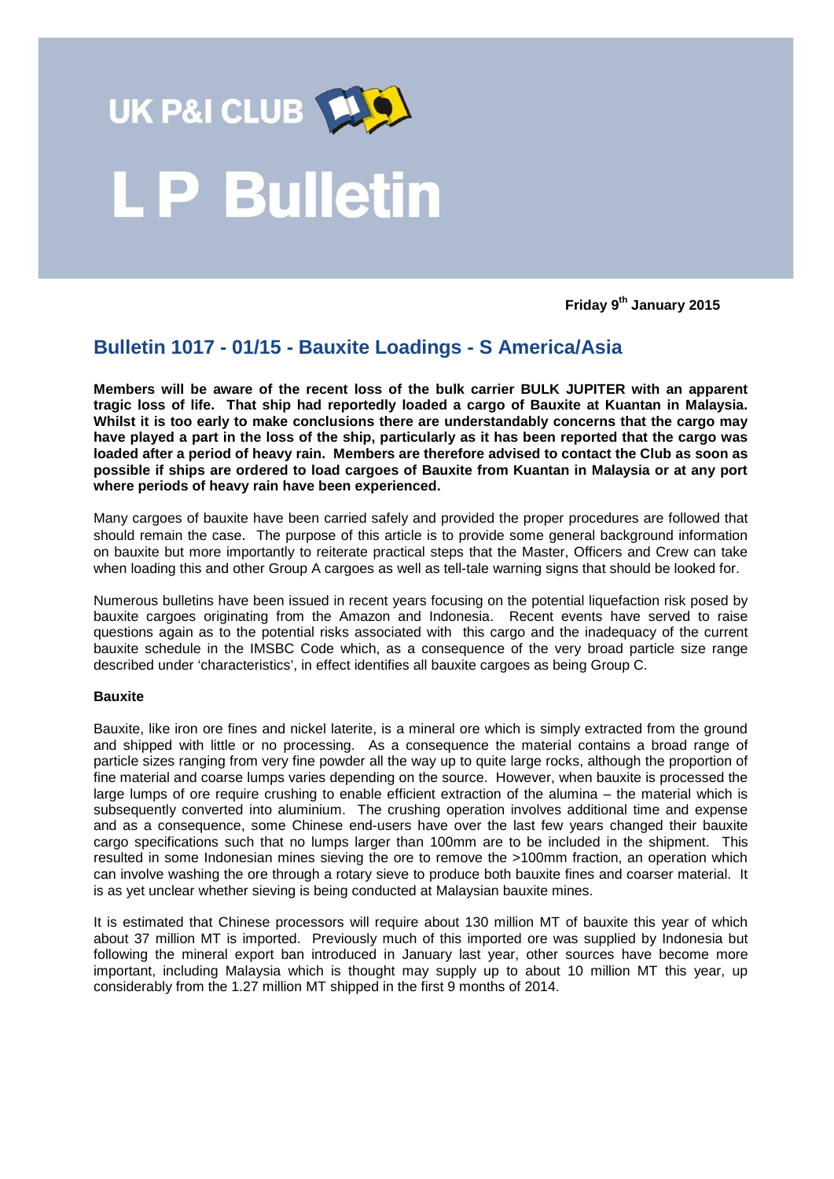UK P&I CLUB

# L P Bulletin

**Friday 9th January 2015**

## Bulletin 1017 - 01/15 - Bauxite Loadings - S America/Asia

**Members will be aware of the recent loss of the bulk carrier BULK JUPITER with an apparent tragic loss of life. That ship had reportedly loaded a cargo of Bauxite at Kuantan in Malaysia. Whilst it is too early to make conclusions there are understandably concerns that the cargo may have played a part in the loss of the ship, particularly as it has been reported that the cargo was loaded after a period of heavy rain. Members are therefore advised to contact the Club as soon as possible if ships are ordered to load cargoes of Bauxite from Kuantan in Malaysia or at any port where periods of heavy rain have been experienced.**

Many cargoes of bauxite have been carried safely and provided the proper procedures are followed that should remain the case. The purpose of this article is to provide some general background information on bauxite but more importantly to reiterate practical steps that the Master, Officers and Crew can take when loading this and other Group A cargoes as well as tell-tale warning signs that should be looked for.

Numerous bulletins have been issued in recent years focusing on the potential liquefaction risk posed by bauxite cargoes originating from the Amazon and Indonesia. Recent events have served to raise questions again as to the potential risks associated with this cargo and the inadequacy of the current bauxite schedule in the IMSBC Code which, as a consequence of the very broad particle size range described under 'characteristics', in effect identifies all bauxite cargoes as being Group C.

**Bauxite**

Bauxite, like iron ore fines and nickel laterite, is a mineral ore which is simply extracted from the ground and shipped with little or no processing. As a consequence the material contains a broad range of particle sizes ranging from very fine powder all the way up to quite large rocks, although the proportion of fine material and coarse lumps varies depending on the source. However, when bauxite is processed the large lumps of ore require crushing to enable efficient extraction of the alumina – the material which is subsequently converted into aluminium. The crushing operation involves additional time and expense and as a consequence, some Chinese end-users have over the last few years changed their bauxite cargo specifications such that no lumps larger than 100mm are to be included in the shipment. This resulted in some Indonesian mines sieving the ore to remove the >100mm fraction, an operation which can involve washing the ore through a rotary sieve to produce both bauxite fines and coarser material. It is as yet unclear whether sieving is being conducted at Malaysian bauxite mines.

It is estimated that Chinese processors will require about 130 million MT of bauxite this year of which about 37 million MT is imported. Previously much of this imported ore was supplied by Indonesia but following the mineral export ban introduced in January last year, other sources have become more important, including Malaysia which is thought may supply up to about 10 million MT this year, up considerably from the 1.27 million MT shipped in the first 9 months of 2014.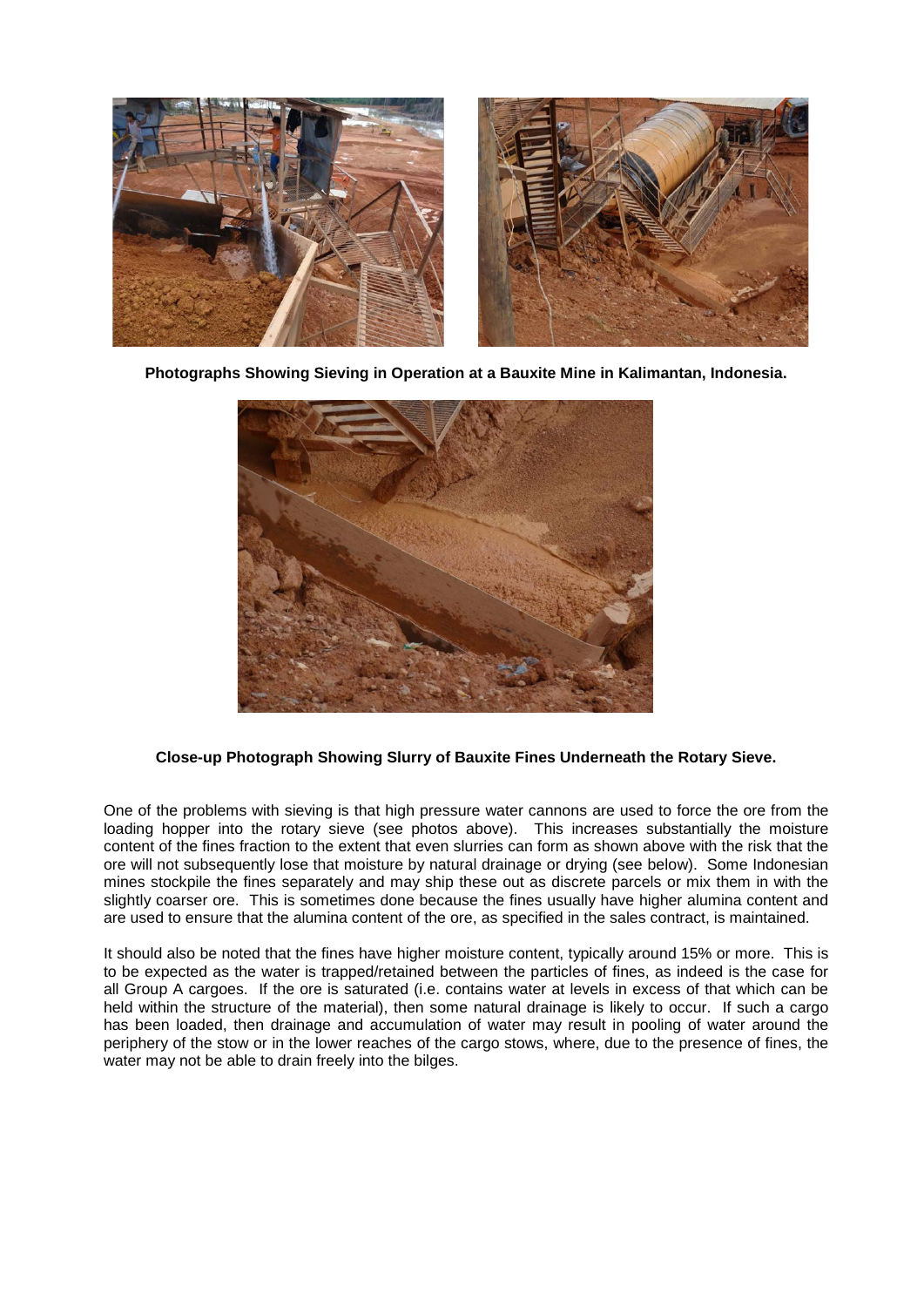**Photographs Showing Sieving in Operation at a Bauxite Mine in Kalimantan, Indonesia.**

**Close-up Photograph Showing Slurry of Bauxite Fines Underneath the Rotary Sieve.**

One of the problems with sieving is that high pressure water cannons are used to force the ore from the loading hopper into the rotary sieve (see photos above). This increases substantially the moisture content of the fines fraction to the extent that even slurries can form as shown above with the risk that the ore will not subsequently lose that moisture by natural drainage or drying (see below). Some Indonesian mines stockpile the fines separately and may ship these out as discrete parcels or mix them in with the slightly coarser ore. This is sometimes done because the fines usually have higher alumina content and are used to ensure that the alumina content of the ore, as specified in the sales contract, is maintained.

It should also be noted that the fines have higher moisture content, typically around 15% or more. This is to be expected as the water is trapped/retained between the particles of fines, as indeed is the case for all Group A cargoes. If the ore is saturated (i.e. contains water at levels in excess of that which can be held within the structure of the material), then some natural drainage is likely to occur. If such a cargo has been loaded, then drainage and accumulation of water may result in pooling of water around the periphery of the stow or in the lower reaches of the cargo stows, where, due to the presence of fines, the water may not be able to drain freely into the bilges.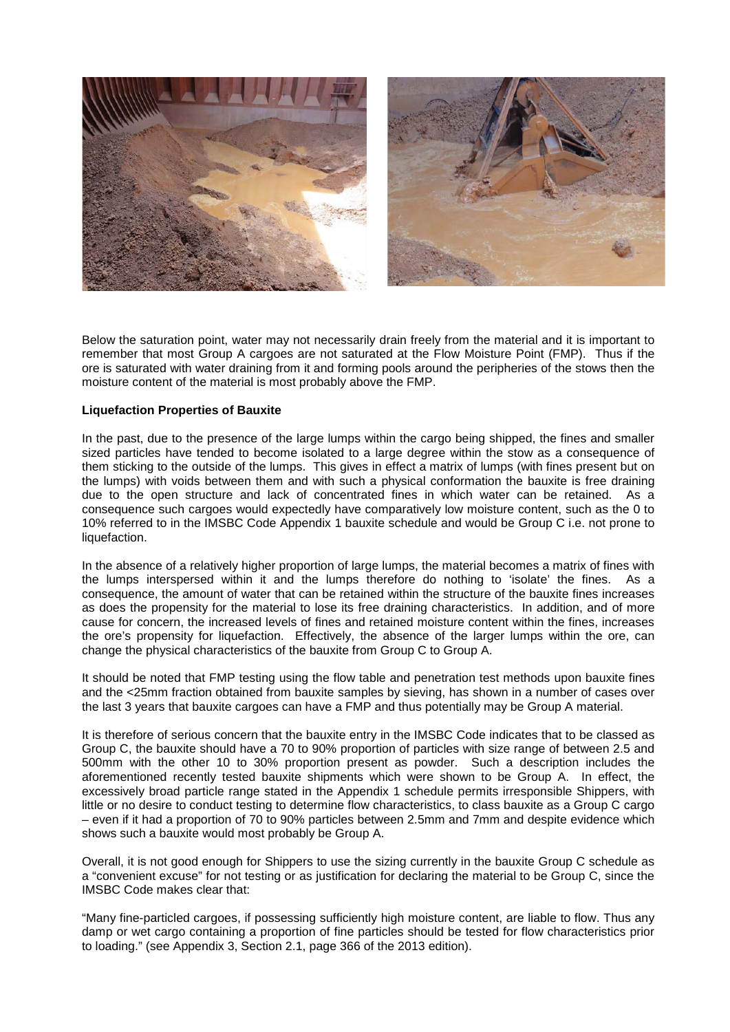Below the saturation point, water may not necessarily drain freely from the material and it is important to remember that most Group A cargoes are not saturated at the Flow Moisture Point (FMP). Thus if the ore is saturated with water draining from it and forming pools around the peripheries of the stows then the moisture content of the material is most probably above the FMP.

**Liquefaction Properties of Bauxite**

In the past, due to the presence of the large lumps within the cargo being shipped, the fines and smaller sized particles have tended to become isolated to a large degree within the stow as a consequence of them sticking to the outside of the lumps. This gives in effect a matrix of lumps (with fines present but on the lumps) with voids between them and with such a physical conformation the bauxite is free draining due to the open structure and lack of concentrated fines in which water can be retained. As a consequence such cargoes would expectedly have comparatively low moisture content, such as the 0 to 10% referred to in the IMSBC Code Appendix 1 bauxite schedule and would be Group C i.e. not prone to liquefaction.

In the absence of a relatively higher proportion of large lumps, the material becomes a matrix of fines with the lumps interspersed within it and the lumps therefore do nothing to 'isolate' the fines. As a consequence, the amount of water that can be retained within the structure of the bauxite fines increases as does the propensity for the material to lose its free draining characteristics. In addition, and of more cause for concern, the increased levels of fines and retained moisture content within the fines, increases the ore's propensity for liquefaction. Effectively, the absence of the larger lumps within the ore, can change the physical characteristics of the bauxite from Group C to Group A.

It should be noted that FMP testing using the flow table and penetration test methods upon bauxite fines and the <25mm fraction obtained from bauxite samples by sieving, has shown in a number of cases over the last 3 years that bauxite cargoes can have a FMP and thus potentially may be Group A material.

It is therefore of serious concern that the bauxite entry in the IMSBC Code indicates that to be classed as Group C, the bauxite should have a 70 to 90% proportion of particles with size range of between 2.5 and 500mm with the other 10 to 30% proportion present as powder. Such a description includes the aforementioned recently tested bauxite shipments which were shown to be Group A. In effect, the excessively broad particle range stated in the Appendix 1 schedule permits irresponsible Shippers, with little or no desire to conduct testing to determine flow characteristics, to class bauxite as a Group C cargo – even if it had a proportion of 70 to 90% particles between 2.5mm and 7mm and despite evidence which shows such a bauxite would most probably be Group A.

Overall, it is not good enough for Shippers to use the sizing currently in the bauxite Group C schedule as a "convenient excuse" for not testing or as justification for declaring the material to be Group C, since the IMSBC Code makes clear that:

"Many fine-particled cargoes, if possessing sufficiently high moisture content, are liable to flow. Thus any damp or wet cargo containing a proportion of fine particles should be tested for flow characteristics prior to loading." (see Appendix 3, Section 2.1, page 366 of the 2013 edition).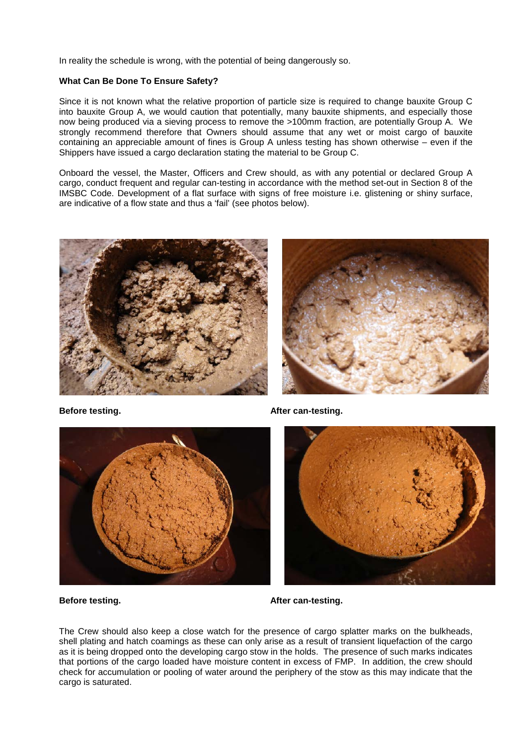In reality the schedule is wrong, with the potential of being dangerously so.

**What Can Be Done To Ensure Safety?**

Since it is not known what the relative proportion of particle size is required to change bauxite Group C into bauxite Group A, we would caution that potentially, many bauxite shipments, and especially those now being produced via a sieving process to remove the >100mm fraction, are potentially Group A. We strongly recommend therefore that Owners should assume that any wet or moist cargo of bauxite containing an appreciable amount of fines is Group A unless testing has shown otherwise – even if the Shippers have issued a cargo declaration stating the material to be Group C.

Onboard the vessel, the Master, Officers and Crew should, as with any potential or declared Group A cargo, conduct frequent and regular can-testing in accordance with the method set-out in Section 8 of the IMSBC Code. Development of a flat surface with signs of free moisture i.e. glistening or shiny surface, are indicative of a flow state and thus a 'fail' (see photos below).

**Before testing.** **After can-testing.**

**Before testing.** **After can-testing.**

The Crew should also keep a close watch for the presence of cargo splatter marks on the bulkheads, shell plating and hatch coamings as these can only arise as a result of transient liquefaction of the cargo as it is being dropped onto the developing cargo stow in the holds. The presence of such marks indicates that portions of the cargo loaded have moisture content in excess of FMP. In addition, the crew should check for accumulation or pooling of water around the periphery of the stow as this may indicate that the cargo is saturated.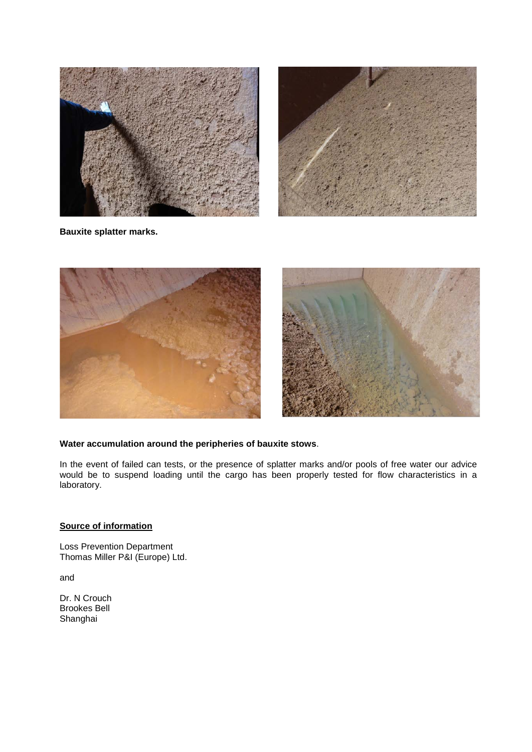**Bauxite splatter marks.**

**Water accumulation around the peripheries of bauxite stows**.

In the event of failed can tests, or the presence of splatter marks and/or pools of free water our advice would be to suspend loading until the cargo has been properly tested for flow characteristics in a laboratory.

**Source of information**

Loss Prevention Department
Thomas Miller P&I (Europe) Ltd.

and

Dr. N Crouch
Brookes Bell
Shanghai